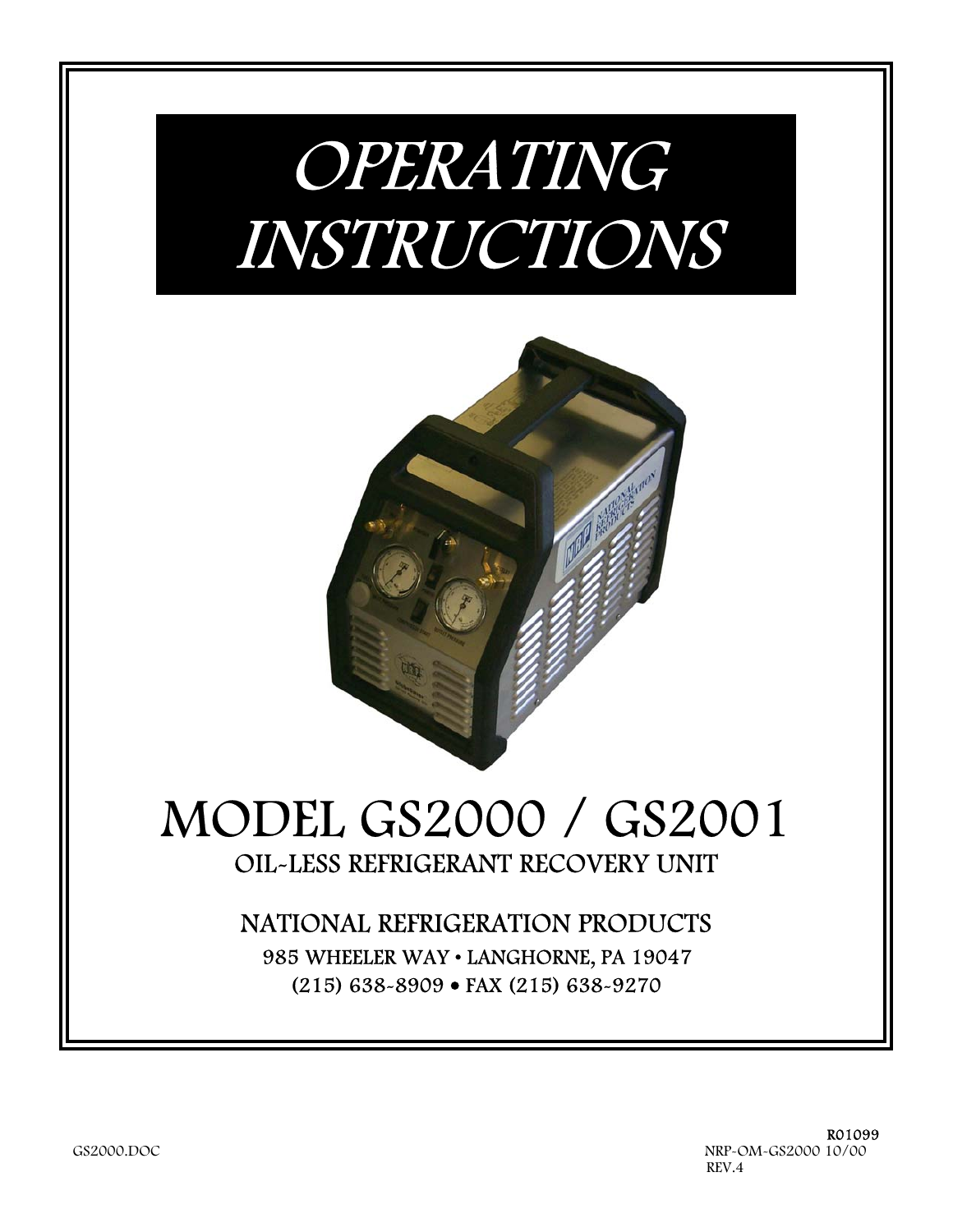# OPERATING INSTRUCTIONS

# MODEL GS2000 / GS2001

## OIL-LESS REFRIGERANT RECOVERY UNIT

### NATIONAL REFRIGERATION PRODUCTS

985 WHEELER WAY • LANGHORNE, PA 19047

(215) 638-8909 • FAX (215) 638-9270

GS2000.DOC

**R01099**

NRP-OM-GS2000 10/00

REV.4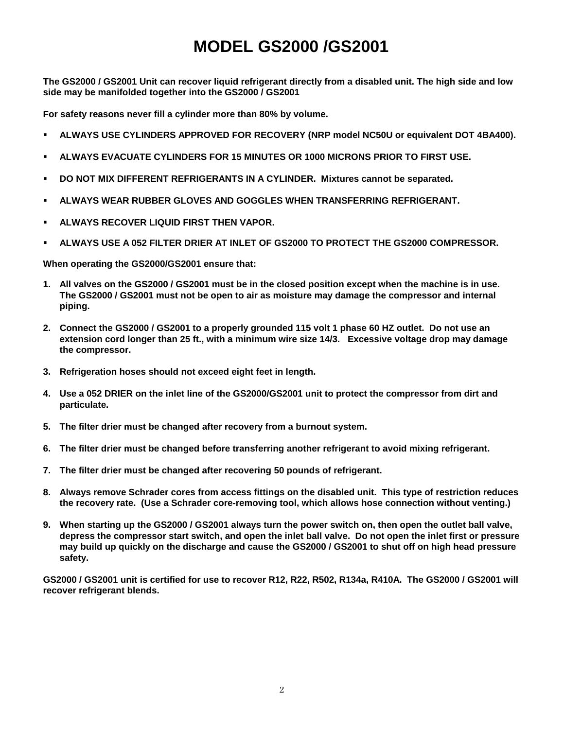# MODEL GS2000 /GS2001

**The GS2000 / GS2001 Unit can recover liquid refrigerant directly from a disabled unit. The high side and low side may be manifolded together into the GS2000 / GS2001**

**For safety reasons never fill a cylinder more than 80% by volume.**

- **ALWAYS USE CYLINDERS APPROVED FOR RECOVERY (NRP model NC50U or equivalent DOT 4BA400).**
- **ALWAYS EVACUATE CYLINDERS FOR 15 MINUTES OR 1000 MICRONS PRIOR TO FIRST USE.**
- **DO NOT MIX DIFFERENT REFRIGERANTS IN A CYLINDER. Mixtures cannot be separated.**
- **ALWAYS WEAR RUBBER GLOVES AND GOGGLES WHEN TRANSFERRING REFRIGERANT.**
- **ALWAYS RECOVER LIQUID FIRST THEN VAPOR.**
- **ALWAYS USE A 052 FILTER DRIER AT INLET OF GS2000 TO PROTECT THE GS2000 COMPRESSOR.**

**When operating the GS2000/GS2001 ensure that:**

1. **All valves on the GS2000 / GS2001 must be in the closed position except when the machine is in use. The GS2000 / GS2001 must not be open to air as moisture may damage the compressor and internal piping.**
2. **Connect the GS2000 / GS2001 to a properly grounded 115 volt 1 phase 60 HZ outlet. Do not use an extension cord longer than 25 ft., with a minimum wire size 14/3. Excessive voltage drop may damage the compressor.**
3. **Refrigeration hoses should not exceed eight feet in length.**
4. **Use a 052 DRIER on the inlet line of the GS2000/GS2001 unit to protect the compressor from dirt and particulate.**
5. **The filter drier must be changed after recovery from a burnout system.**
6. **The filter drier must be changed before transferring another refrigerant to avoid mixing refrigerant.**
7. **The filter drier must be changed after recovering 50 pounds of refrigerant.**
8. **Always remove Schrader cores from access fittings on the disabled unit. This type of restriction reduces the recovery rate. (Use a Schrader core-removing tool, which allows hose connection without venting.)**
9. **When starting up the GS2000 / GS2001 always turn the power switch on, then open the outlet ball valve, depress the compressor start switch, and open the inlet ball valve. Do not open the inlet first or pressure may build up quickly on the discharge and cause the GS2000 / GS2001 to shut off on high head pressure safety.**

**GS2000 / GS2001 unit is certified for use to recover R12, R22, R502, R134a, R410A. The GS2000 / GS2001 will recover refrigerant blends.**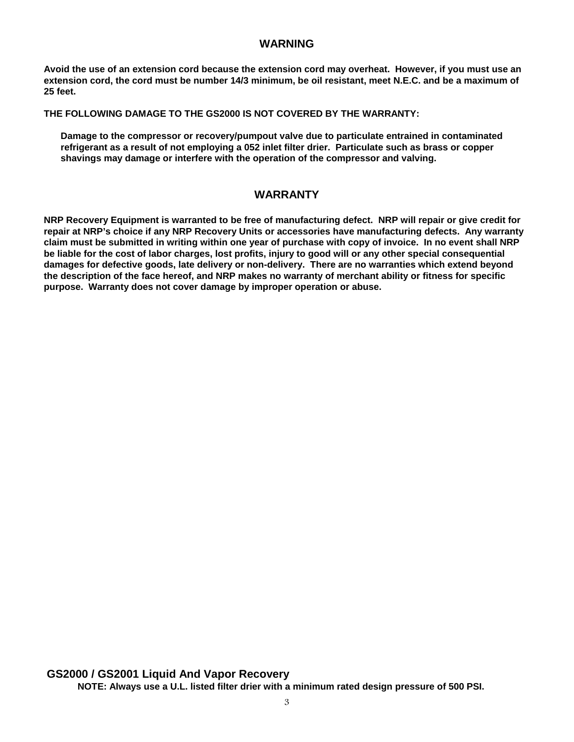## WARNING

**Avoid the use of an extension cord because the extension cord may overheat. However, if you must use an extension cord, the cord must be number 14/3 minimum, be oil resistant, meet N.E.C. and be a maximum of 25 feet.**

**THE FOLLOWING DAMAGE TO THE GS2000 IS NOT COVERED BY THE WARRANTY:**

> **Damage to the compressor or recovery/pumpout valve due to particulate entrained in contaminated refrigerant as a result of not employing a 052 inlet filter drier. Particulate such as brass or copper shavings may damage or interfere with the operation of the compressor and valving.**

## WARRANTY

**NRP Recovery Equipment is warranted to be free of manufacturing defect. NRP will repair or give credit for repair at NRP's choice if any NRP Recovery Units or accessories have manufacturing defects. Any warranty claim must be submitted in writing within one year of purchase with copy of invoice. In no event shall NRP be liable for the cost of labor charges, lost profits, injury to good will or any other special consequential damages for defective goods, late delivery or non-delivery. There are no warranties which extend beyond the description of the face hereof, and NRP makes no warranty of merchant ability or fitness for specific purpose. Warranty does not cover damage by improper operation or abuse.**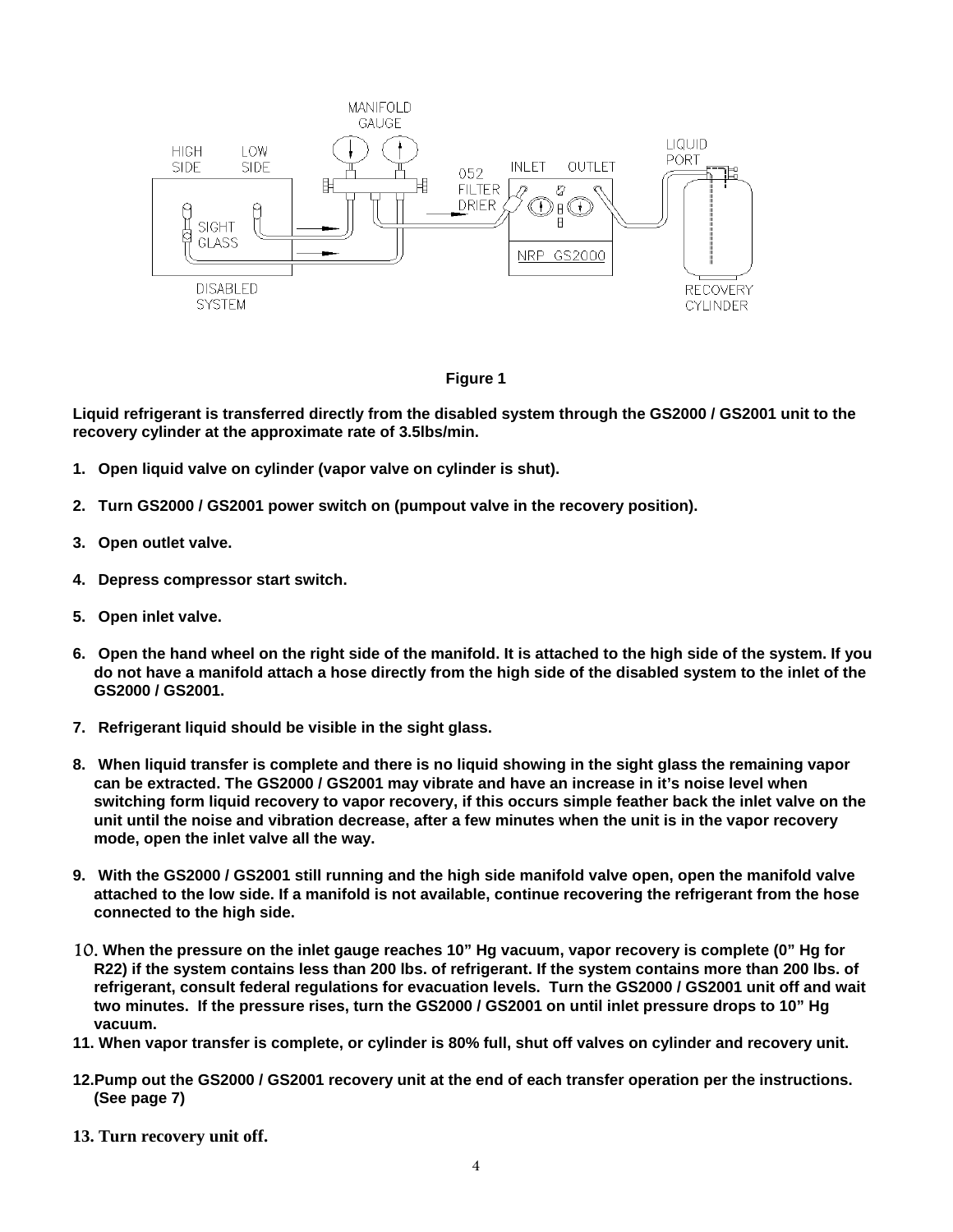**Figure 1**

**Liquid refrigerant is transferred directly from the disabled system through the GS2000 / GS2001 unit to the recovery cylinder at the approximate rate of 3.5lbs/min.**

1. **Open liquid valve on cylinder (vapor valve on cylinder is shut).**
2. **Turn GS2000 / GS2001 power switch on (pumpout valve in the recovery position).**
3. **Open outlet valve.**
4. **Depress compressor start switch.**
5. **Open inlet valve.**
6. **Open the hand wheel on the right side of the manifold. It is attached to the high side of the system. If you do not have a manifold attach a hose directly from the high side of the disabled system to the inlet of the GS2000 / GS2001.**
7. **Refrigerant liquid should be visible in the sight glass.**
8. **When liquid transfer is complete and there is no liquid showing in the sight glass the remaining vapor can be extracted. The GS2000 / GS2001 may vibrate and have an increase in it's noise level when switching form liquid recovery to vapor recovery, if this occurs simple feather back the inlet valve on the unit until the noise and vibration decrease, after a few minutes when the unit is in the vapor recovery mode, open the inlet valve all the way.**
9. **With the GS2000 / GS2001 still running and the high side manifold valve open, open the manifold valve attached to the low side. If a manifold is not available, continue recovering the refrigerant from the hose connected to the high side.**
10. **When the pressure on the inlet gauge reaches 10" Hg vacuum, vapor recovery is complete (0" Hg for R22) if the system contains less than 200 lbs. of refrigerant. If the system contains more than 200 lbs. of refrigerant, consult federal regulations for evacuation levels. Turn the GS2000 / GS2001 unit off and wait two minutes. If the pressure rises, turn the GS2000 / GS2001 on until inlet pressure drops to 10" Hg vacuum.**
11. **When vapor transfer is complete, or cylinder is 80% full, shut off valves on cylinder and recovery unit.**
12. **Pump out the GS2000 / GS2001 recovery unit at the end of each transfer operation per the instructions. (See page 7)**
13. **Turn recovery unit off.**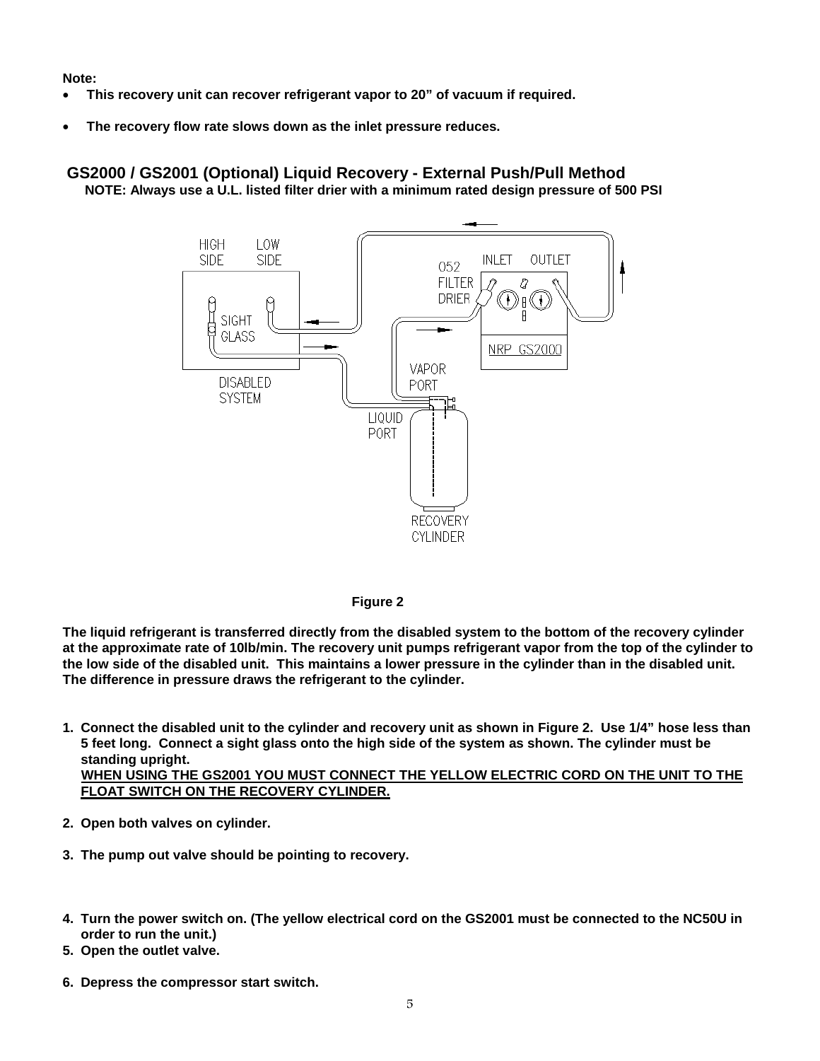**Note:**

- **This recovery unit can recover refrigerant vapor to 20" of vacuum if required.**
- **The recovery flow rate slows down as the inlet pressure reduces.**

## GS2000 / GS2001 (Optional) Liquid Recovery - External Push/Pull Method

**NOTE: Always use a U.L. listed filter drier with a minimum rated design pressure of 500 PSI**

**Figure 2**

**The liquid refrigerant is transferred directly from the disabled system to the bottom of the recovery cylinder at the approximate rate of 10lb/min. The recovery unit pumps refrigerant vapor from the top of the cylinder to the low side of the disabled unit. This maintains a lower pressure in the cylinder than in the disabled unit. The difference in pressure draws the refrigerant to the cylinder.**

1. **Connect the disabled unit to the cylinder and recovery unit as shown in Figure 2. Use 1/4" hose less than 5 feet long. Connect a sight glass onto the high side of the system as shown. The cylinder must be standing upright.**
   **<u>WHEN USING THE GS2001 YOU MUST CONNECT THE YELLOW ELECTRIC CORD ON THE UNIT TO THE FLOAT SWITCH ON THE RECOVERY CYLINDER.</u>**
2. **Open both valves on cylinder.**
3. **The pump out valve should be pointing to recovery.**
4. **Turn the power switch on. (The yellow electrical cord on the GS2001 must be connected to the NC50U in order to run the unit.)**
5. **Open the outlet valve.**
6. **Depress the compressor start switch.**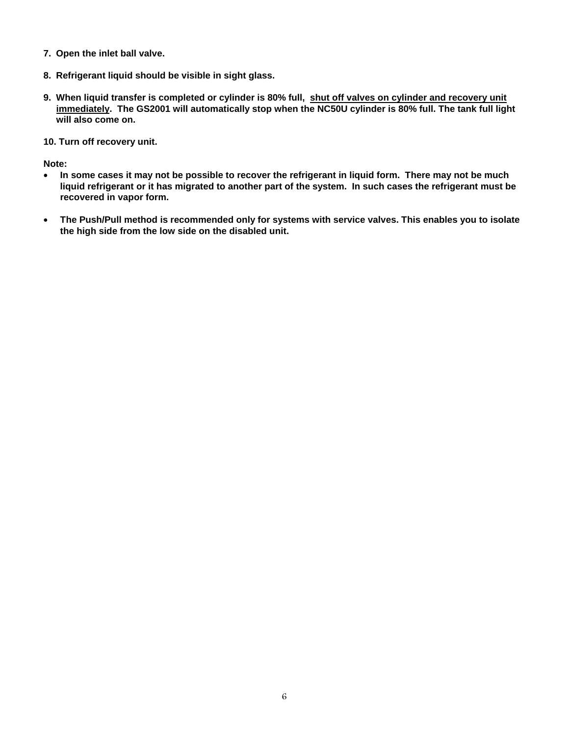7. **Open the inlet ball valve.**

8. **Refrigerant liquid should be visible in sight glass.**

9. **When liquid transfer is completed or cylinder is 80% full, <u>shut off valves on cylinder and recovery unit immediately</u>. The GS2001 will automatically stop when the NC50U cylinder is 80% full. The tank full light will also come on.**

10. **Turn off recovery unit.**

**Note:**

- **In some cases it may not be possible to recover the refrigerant in liquid form. There may not be much liquid refrigerant or it has migrated to another part of the system. In such cases the refrigerant must be recovered in vapor form.**

- **The Push/Pull method is recommended only for systems with service valves. This enables you to isolate the high side from the low side on the disabled unit.**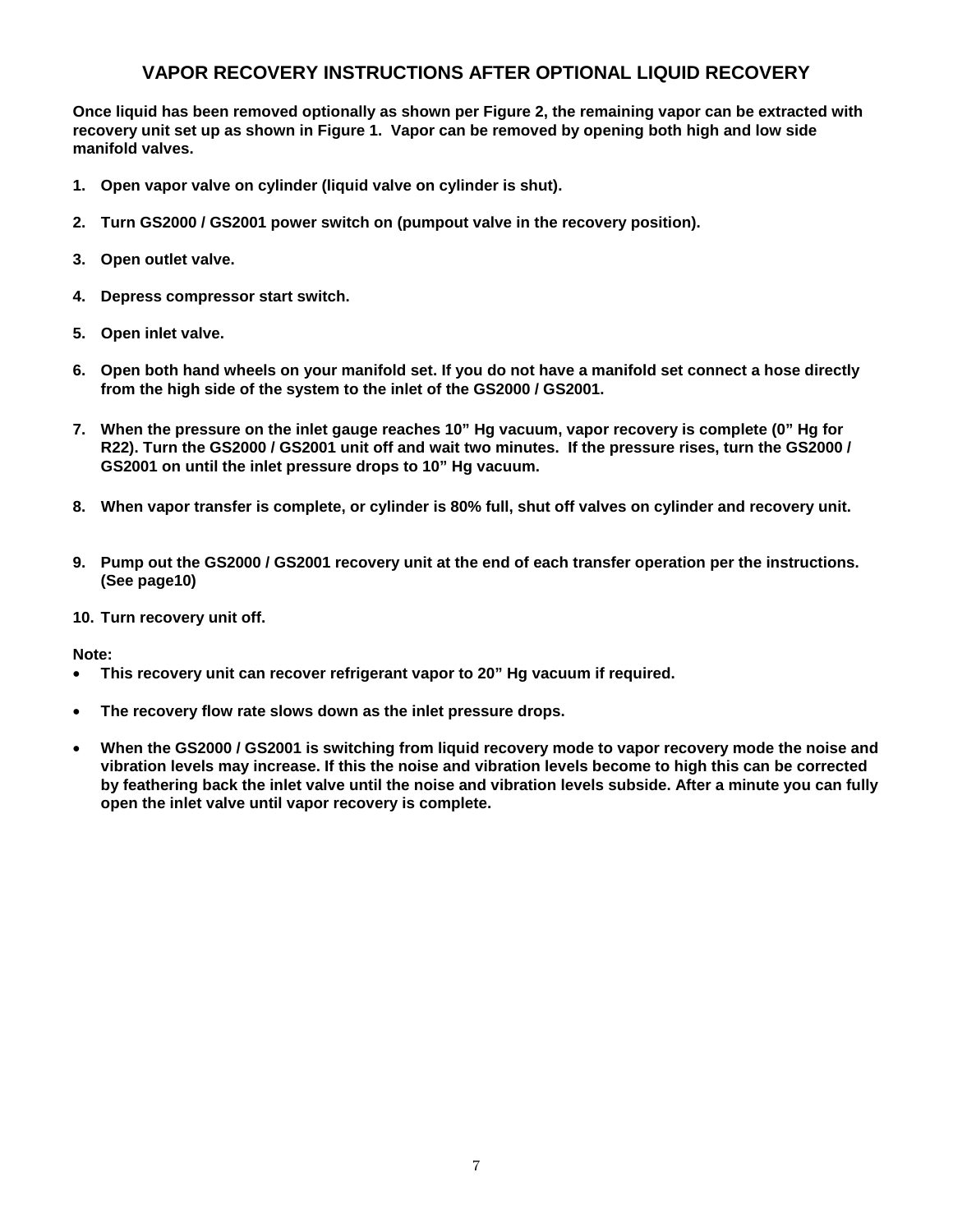# VAPOR RECOVERY INSTRUCTIONS AFTER OPTIONAL LIQUID RECOVERY

**Once liquid has been removed optionally as shown per Figure 2, the remaining vapor can be extracted with recovery unit set up as shown in Figure 1. Vapor can be removed by opening both high and low side manifold valves.**

1. **Open vapor valve on cylinder (liquid valve on cylinder is shut).**
2. **Turn GS2000 / GS2001 power switch on (pumpout valve in the recovery position).**
3. **Open outlet valve.**
4. **Depress compressor start switch.**
5. **Open inlet valve.**
6. **Open both hand wheels on your manifold set. If you do not have a manifold set connect a hose directly from the high side of the system to the inlet of the GS2000 / GS2001.**
7. **When the pressure on the inlet gauge reaches 10" Hg vacuum, vapor recovery is complete (0" Hg for R22). Turn the GS2000 / GS2001 unit off and wait two minutes. If the pressure rises, turn the GS2000 / GS2001 on until the inlet pressure drops to 10" Hg vacuum.**
8. **When vapor transfer is complete, or cylinder is 80% full, shut off valves on cylinder and recovery unit.**
9. **Pump out the GS2000 / GS2001 recovery unit at the end of each transfer operation per the instructions. (See page10)**
10. **Turn recovery unit off.**

**Note:**

- **This recovery unit can recover refrigerant vapor to 20" Hg vacuum if required.**
- **The recovery flow rate slows down as the inlet pressure drops.**
- **When the GS2000 / GS2001 is switching from liquid recovery mode to vapor recovery mode the noise and vibration levels may increase. If this the noise and vibration levels become to high this can be corrected by feathering back the inlet valve until the noise and vibration levels subside. After a minute you can fully open the inlet valve until vapor recovery is complete.**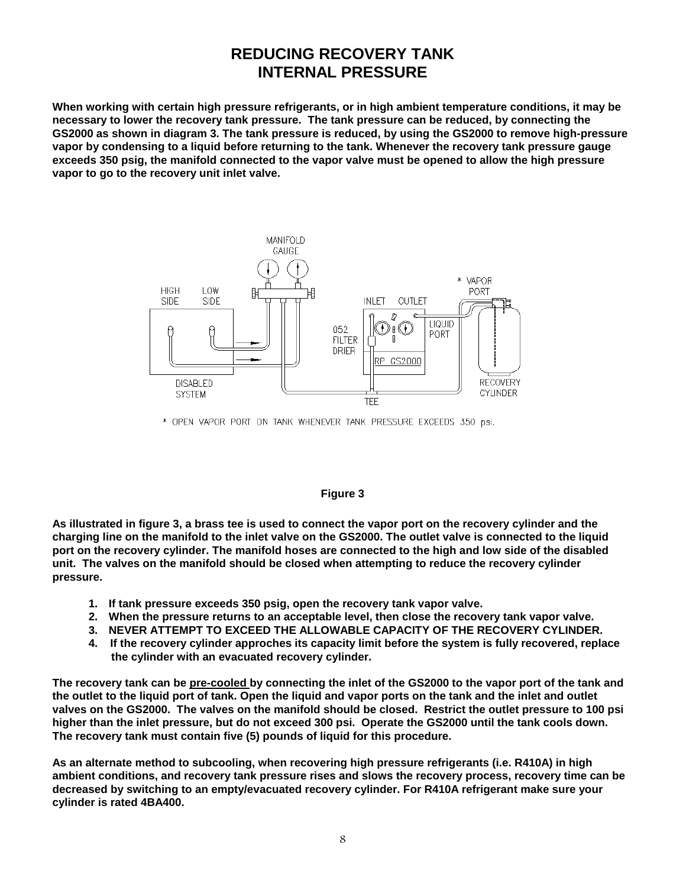# REDUCING RECOVERY TANK INTERNAL PRESSURE

**When working with certain high pressure refrigerants, or in high ambient temperature conditions, it may be necessary to lower the recovery tank pressure. The tank pressure can be reduced, by connecting the GS2000 as shown in diagram 3. The tank pressure is reduced, by using the GS2000 to remove high-pressure vapor by condensing to a liquid before returning to the tank. Whenever the recovery tank pressure gauge exceeds 350 psig, the manifold connected to the vapor valve must be opened to allow the high pressure vapor to go to the recovery unit inlet valve.**

MANIFOLD GAUGE

HIGH SIDE &nbsp; LOW SIDE

DISABLED SYSTEM

INLET &nbsp; OUTLET

052 FILTER DRIER

RP GS2000

LIQUID PORT

\* VAPOR PORT

RECOVERY CYLINDER

TEE

\* OPEN VAPOR PORT ON TANK WHENEVER TANK PRESSURE EXCEEDS 350 psi.

**Figure 3**

**As illustrated in figure 3, a brass tee is used to connect the vapor port on the recovery cylinder and the charging line on the manifold to the inlet valve on the GS2000. The outlet valve is connected to the liquid port on the recovery cylinder. The manifold hoses are connected to the high and low side of the disabled unit. The valves on the manifold should be closed when attempting to reduce the recovery cylinder pressure.**

1. **If tank pressure exceeds 350 psig, open the recovery tank vapor valve.**
2. **When the pressure returns to an acceptable level, then close the recovery tank vapor valve.**
3. **NEVER ATTEMPT TO EXCEED THE ALLOWABLE CAPACITY OF THE RECOVERY CYLINDER.**
4. **If the recovery cylinder approches its capacity limit before the system is fully recovered, replace the cylinder with an evacuated recovery cylinder.**

**The recovery tank can be <u>pre-cooled</u> by connecting the inlet of the GS2000 to the vapor port of the tank and the outlet to the liquid port of tank. Open the liquid and vapor ports on the tank and the inlet and outlet valves on the GS2000. The valves on the manifold should be closed. Restrict the outlet pressure to 100 psi higher than the inlet pressure, but do not exceed 300 psi. Operate the GS2000 until the tank cools down. The recovery tank must contain five (5) pounds of liquid for this procedure.**

**As an alternate method to subcooling, when recovering high pressure refrigerants (i.e. R410A) in high ambient conditions, and recovery tank pressure rises and slows the recovery process, recovery time can be decreased by switching to an empty/evacuated recovery cylinder. For R410A refrigerant make sure your cylinder is rated 4BA400.**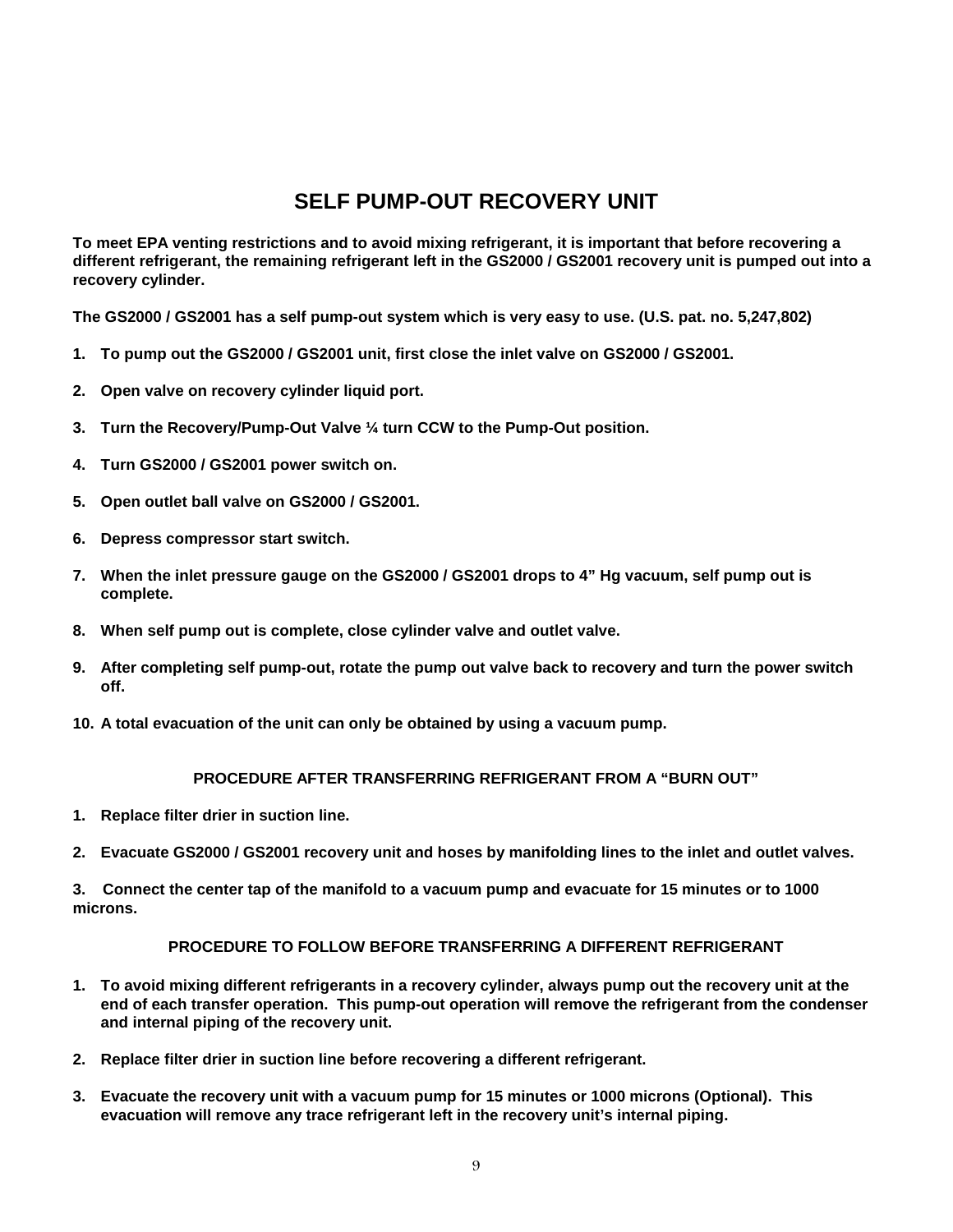# SELF PUMP-OUT RECOVERY UNIT

**To meet EPA venting restrictions and to avoid mixing refrigerant, it is important that before recovering a different refrigerant, the remaining refrigerant left in the GS2000 / GS2001 recovery unit is pumped out into a recovery cylinder.**

**The GS2000 / GS2001 has a self pump-out system which is very easy to use. (U.S. pat. no. 5,247,802)**

1. **To pump out the GS2000 / GS2001 unit, first close the inlet valve on GS2000 / GS2001.**
2. **Open valve on recovery cylinder liquid port.**
3. **Turn the Recovery/Pump-Out Valve ¼ turn CCW to the Pump-Out position.**
4. **Turn GS2000 / GS2001 power switch on.**
5. **Open outlet ball valve on GS2000 / GS2001.**
6. **Depress compressor start switch.**
7. **When the inlet pressure gauge on the GS2000 / GS2001 drops to 4" Hg vacuum, self pump out is complete.**
8. **When self pump out is complete, close cylinder valve and outlet valve.**
9. **After completing self pump-out, rotate the pump out valve back to recovery and turn the power switch off.**
10. **A total evacuation of the unit can only be obtained by using a vacuum pump.**

### PROCEDURE AFTER TRANSFERRING REFRIGERANT FROM A "BURN OUT"

1. **Replace filter drier in suction line.**
2. **Evacuate GS2000 / GS2001 recovery unit and hoses by manifolding lines to the inlet and outlet valves.**
3. **Connect the center tap of the manifold to a vacuum pump and evacuate for 15 minutes or to 1000 microns.**

### PROCEDURE TO FOLLOW BEFORE TRANSFERRING A DIFFERENT REFRIGERANT

1. **To avoid mixing different refrigerants in a recovery cylinder, always pump out the recovery unit at the end of each transfer operation. This pump-out operation will remove the refrigerant from the condenser and internal piping of the recovery unit.**
2. **Replace filter drier in suction line before recovering a different refrigerant.**
3. **Evacuate the recovery unit with a vacuum pump for 15 minutes or 1000 microns (Optional). This evacuation will remove any trace refrigerant left in the recovery unit's internal piping.**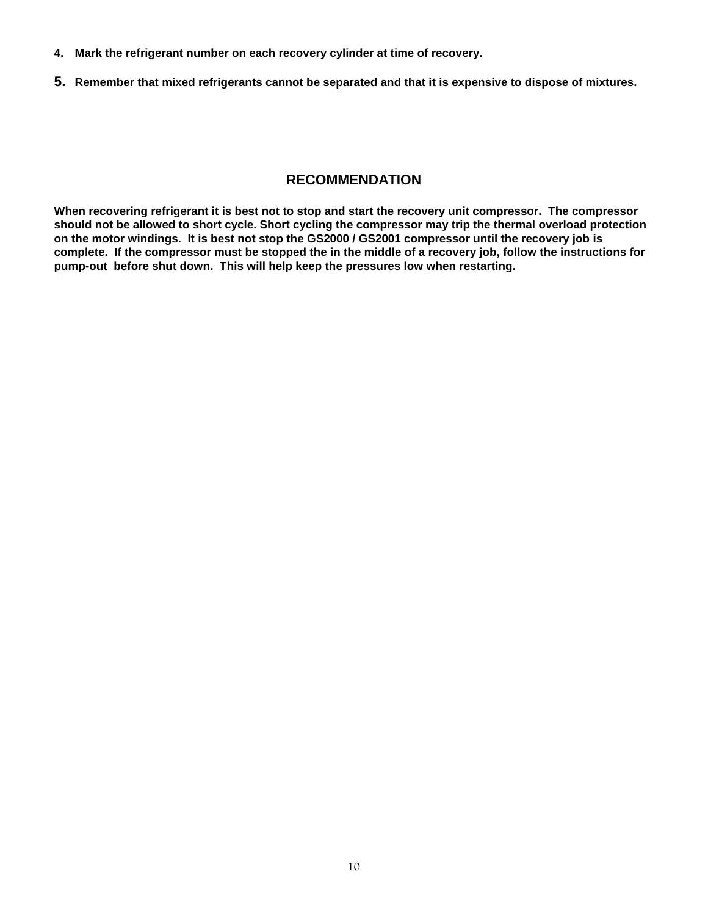4. **Mark the refrigerant number on each recovery cylinder at time of recovery.**

5. **Remember that mixed refrigerants cannot be separated and that it is expensive to dispose of mixtures.**

## RECOMMENDATION

**When recovering refrigerant it is best not to stop and start the recovery unit compressor. The compressor should not be allowed to short cycle. Short cycling the compressor may trip the thermal overload protection on the motor windings. It is best not stop the GS2000 / GS2001 compressor until the recovery job is complete. If the compressor must be stopped the in the middle of a recovery job, follow the instructions for pump-out before shut down. This will help keep the pressures low when restarting.**